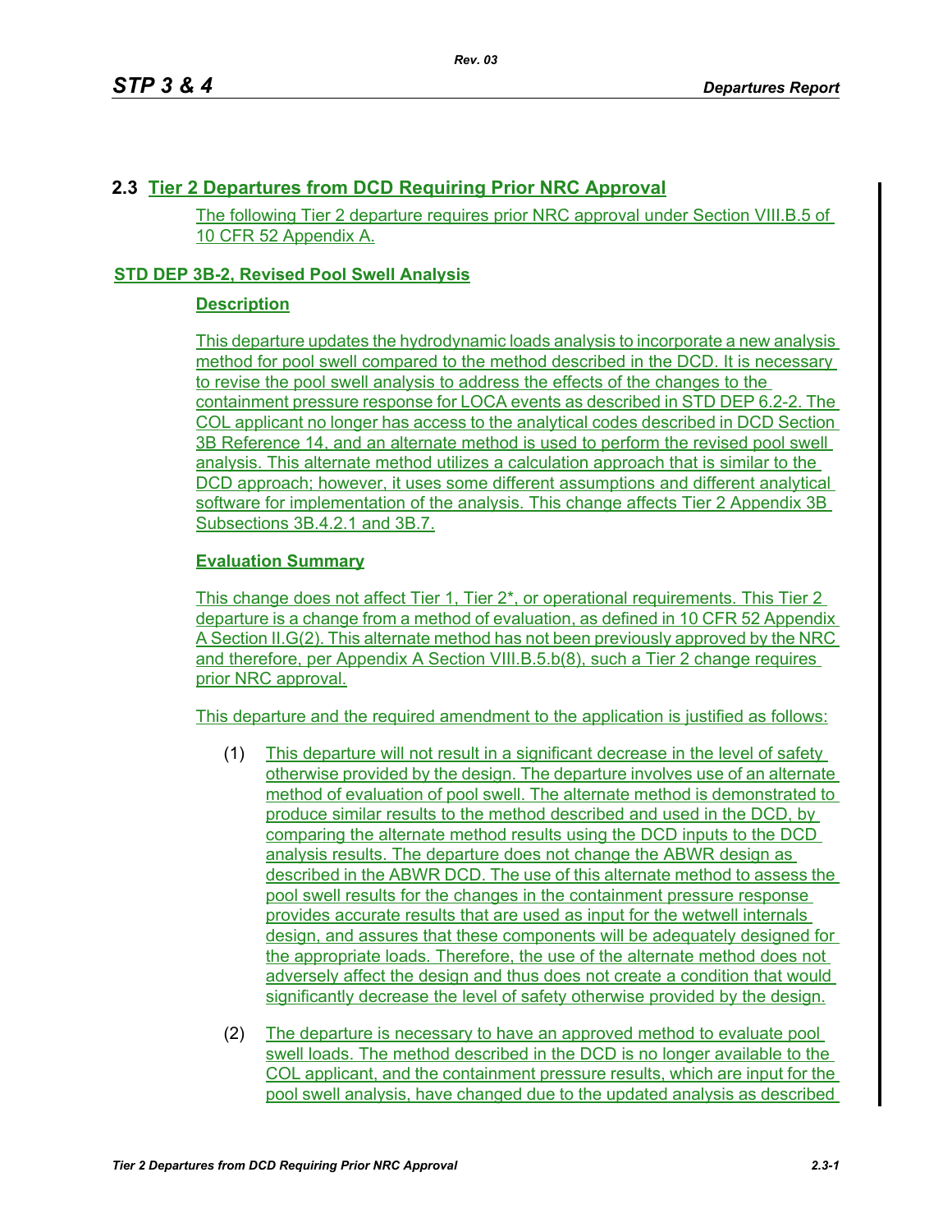## 2.3 Tier 2 Departures from DCD Requiring Prior NRC Approval

The following Tier 2 departure requires prior NRC approval under Section VIII.B.5 of 10 CFR 52 Appendix A.

### STD DEP 3B-2, Revised Pool Swell Analysis

#### Description

This departure updates the hydrodynamic loads analysis to incorporate a new analysis method for pool swell compared to the method described in the DCD. It is necessary to revise the pool swell analysis to address the effects of the changes to the containment pressure response for LOCA events as described in STD DEP 6.2-2. The COL applicant no longer has access to the analytical codes described in DCD Section 3B Reference 14, and an alternate method is used to perform the revised pool swell analysis. This alternate method utilizes a calculation approach that is similar to the DCD approach; however, it uses some different assumptions and different analytical software for implementation of the analysis. This change affects Tier 2 Appendix 3B Subsections 3B.4.2.1 and 3B.7.

#### Evaluation Summary

This change does not affect Tier 1, Tier 2*, or operational requirements. This Tier 2 departure is a change from a method of evaluation, as defined in 10 CFR 52 Appendix A Section II.G(2). This alternate method has not been previously approved by the NRC and therefore, per Appendix A Section VIII.B.5.b(8), such a Tier 2 change requires prior NRC approval.

This departure and the required amendment to the application is justified as follows:

(1) This departure will not result in a significant decrease in the level of safety otherwise provided by the design. The departure involves use of an alternate method of evaluation of pool swell. The alternate method is demonstrated to produce similar results to the method described and used in the DCD, by comparing the alternate method results using the DCD inputs to the DCD analysis results. The departure does not change the ABWR design as described in the ABWR DCD. The use of this alternate method to assess the pool swell results for the changes in the containment pressure response provides accurate results that are used as input for the wetwell internals design, and assures that these components will be adequately designed for the appropriate loads. Therefore, the use of the alternate method does not adversely affect the design and thus does not create a condition that would significantly decrease the level of safety otherwise provided by the design.

(2) The departure is necessary to have an approved method to evaluate pool swell loads. The method described in the DCD is no longer available to the COL applicant, and the containment pressure results, which are input for the pool swell analysis, have changed due to the updated analysis as described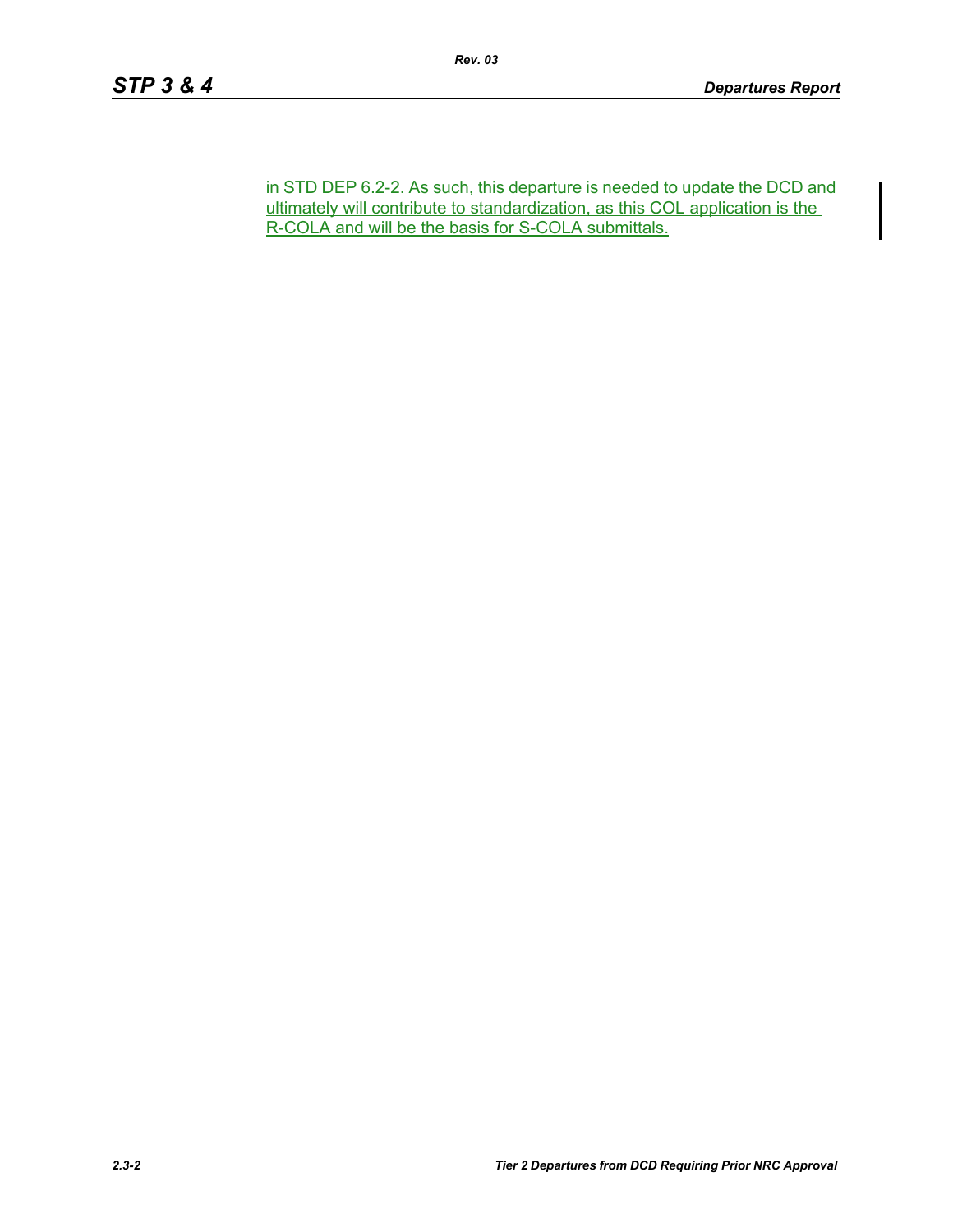in STD DEP 6.2-2. As such, this departure is needed to update the DCD and ultimately will contribute to standardization, as this COL application is the R-COLA and will be the basis for S-COLA submittals.